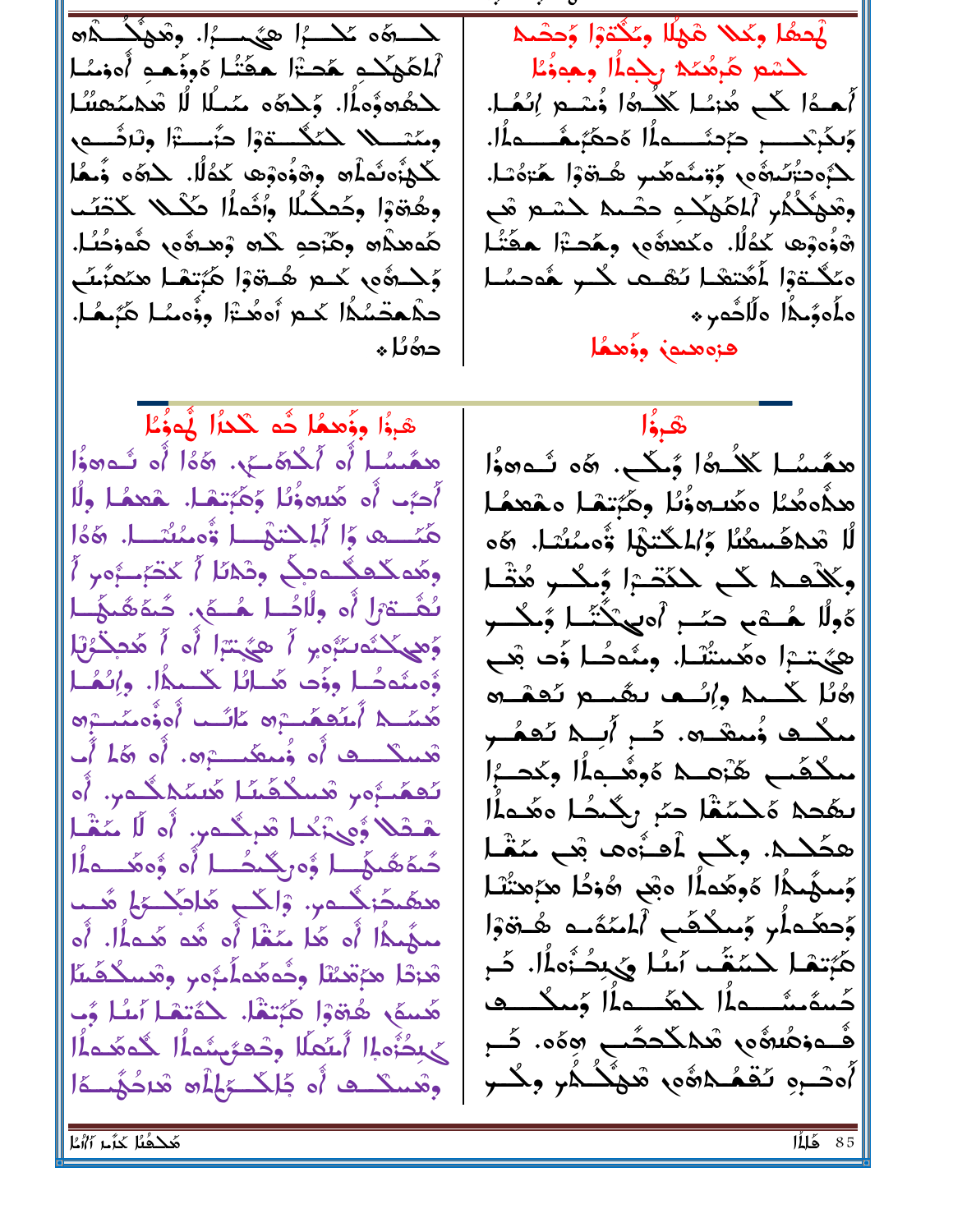ܢܘܚܡܐ ܘܚܝܐ ܕܠܥܠܡ ܘܡܠܟܘܬܐ ܕܫܡܝܐ

ܠܟܠܗ ܥܡܡܐ ܡܫܝܚܝܐ ܘܥܘܕܪܢܐ

ܐܚܘܐ ܟܠ ܡܕܡ ܠܟܠܗܘܢ ܢܫܡܬ ܐܢܫܐ. ܘܢܦܪܘܩ ܒܪܚܡܘܗܝ ܘܡܫܝܚܘܬܗ. ܠܦܘܪܩܢܗܘܢ ܘܢܘܗܪܗܘܢ ܕܚܘܒܐ ܚܕܬܐ. ܘܡܫܝܚܘܬܐ ܐܠܗܝܬܐ ܕܒܗ ܠܟܠܗ ܥܡܐ ܬܘܕܝܬܐ ܟܘܠܐ. ܘܟܢܘܫܬܐ ܘܡܫܝܚܐ ܡܠܟܐ ܘܡܠܟܘܬܐ ܕܐܠܗܐ ܢܗܘܐ ܠܟܠ ܡܫܝܚܐ ܘܐܘܪܚܐ ܘܠܐܒܐ.

ܦܪܘܩܢܢ ܘܚܘܒܐ

ܠܗܘ ܡܠܟܐ ܚܕܬܐ. ܘܡܫܝܚܐ ܕܝܠܗ ܐܠܗܝܬܐ ܡܫܝܚܐ ܕܚܒܝܒܐ ܘܫܡܝܐ ܐܘܪܚܐ ܠܟܠܗܘܢ. ܘܗܘ ܡܢܝܐ ܠܐ ܡܫܬܡܥܢܐ ܘܡܢܗ ܠܟܠܗܘܢ ܕܝܢܐ ܘܬܘܕܝܬܐ ܠܥܡܗ ܘܡܫܝܚܘܬܗ ܟܠܗ. ܠܗܘ ܕܡܠܐ ܘܚܝܐ ܘܡܠܟܘܬܐ ܘܐܘܪܚܐ ܕܟܠ ܟܢܫܐ ܡܫܝܚܝܐ ܘܡܠܟܐ ܠܗ ܘܢܘܗܪܗ ܦܪܘܩܢܐ. ܘܠܟܠܗܘܢ ܟܠ ܦܪܘܩܐ ܡܫܝܚܐ ܡܫܡܫܢܐ ܠܡܫܝܚܘܬܐ ܟܠ ܐܘܪܚܐ ܘܚܘܒܐ ܡܫܝܚܐ. ܕܡܫܝܚܐ.

# ܦܪܘܩܐ

ܡܫܝܚܐ ܠܐܠܗܐ ܘܡܠܟܐ. ܗܘ ܢܘܗܪܐ ܡܫܡܫܐ ܘܡܬܢܗܪܢܐ ܘܦܪܘܩܐ ܘܡܫܡܫܐ ܠܐ ܡܫܬܡܫܢܐ ܘܐܠܗܝܘܬܐ ܕܡܫܝܚܐ. ܗܘ ܘܠܟܠܗ ܟܠ ܠܟܢܫܐ ܕܡܠܟܐ ܡܫܝܚܐ ܘܠܐ ܚܛܝܬܐ ܕܢܦܩ ܐܘܢܓܠܝܘܢ ܕܡܠܟܐ ܕܫܡܝܐ ܘܡܫܝܚܐ. ܘܡܫܡܫܐ ܗܘ ܗܘ ܗܘܐ ܠܟܠܗ ܘܐܢܫ ܢܫܡܥ ܢܣܡܘܟ ܡܠܟܘܬ ܢܘܗܪܗ. ܟܕ ܐܝܟ ܢܣܡܘܟ ܡܠܟܐ ܦܪܘܩܐ ܘܢܘܗܪܐ ܘܠܚܝܐ ܢܫܒܘܚ ܘܢܫܬܒܚ ܒܪ ܐܠܗܐ ܘܡܫܝܚܐ ܗܟܢܐ. ܘܟܠ ܐܦܢܘܢ ܗܘ ܡܫܝܚܐ ܘܡܫܡܫܢܐ ܘܫܘܒܚܐ ܘܗܘ ܗܘܐ ܡܫܡܫܢܐ ܘܚܫܒܐ ܘܡܠܟܐ ܐܠܗܝܐ ܚܛܗܐ ܦܪܘܩܐ ܠܫܡܝܐ ܐܢܐ ܘܢܦܪܘܩܝܘܬܐ. ܟܕ ܟܡܫܝܚܘܬܐ ܠܟܠܗ ܘܡܠܟܐ ܦܘܪܩܢܗܘܢ ܕܡܠܟܐ ܗܘܐ. ܟܕ ܐܬܝܗܒ ܢܦܫܗܘܢ ܕܡܠܟܐ ܘܟܠ

# ܦܪܘܩܐ ܘܚܘܒܐ ܗܘ ܠܟܠܐ ܢܘܚܡܐ

ܡܫܝܚܐ ܐܘ ܐܠܗܐ ܡܠܟܐ. ܗܘܐ ܐܘ ܢܘܗܪܐ ܐܚܪܢ ܐܘ ܡܫܡܫܢܐ ܘܦܪܘܩܐ. ܡܫܝܚܐ ܘܠܐ ܡܫܡܫ ܘܐ ܐܠܗܝܘܬܐ ܕܡܫܝܚܘܬܐ. ܗܘܐ ܘܡܫܝܚܘܬܐ ܘܡܠܟܐ ܐ ܠܟܠܗܘܢ ܐ ܢܦܫܐ ܐܘ ܘܠܐܒܐ ܡܫܡܫܐ. ܡܫܡܫܢܘܬܐ ܘܡܫܝܚܘܬܗܘܢ ܐ ܡܫܝܚܐ ܐܘ ܐ ܡܫܝܚܘܬܐ ܘܡܫܝܚܐ ܘܗܘ ܡܠܟܐ ܠܟܠܗܘܢ. ܘܐܢܫ ܡܫܡܫܢܐ ܐܠܗܝܘܬܐ ܗܘ ܡܫܡܫܢܘܬܗ ܡܫܝܚܘܬܗ ܐܘ ܡܫܡܫܢܘܬܗ. ܐܘ ܗܘ ܐܘ ܡܫܝܚܐ ܘܡܫܡܫܢܘܬܗ ܡܫܡܫܢܐ ܡܫܝܚܘܬܗ. ܐܘ ܠܐ ܡܫܝܚܐ ܡܫܡܫܢܐ ܘܡܫܝܚܘܬܐ ܐܘ ܘܡܫܝܚܘܬܐ ܡܫܡܫܢܘܬܗ. ܘܐܝܟ ܡܫܡܫܢܘܬܐ ܗܘ ܡܫܝܚܐ ܐܘ ܗܘ ܡܫܝܚܐ ܐܘ ܗܘ ܡܫܝܚܘܬܐ. ܐܘ ܡܫܡܫܢܐ ܡܫܝܚܐ ܘܡܫܝܚܘܬܗ ܘܡܫܡܫܢܘܬܐ ܡܫܝܚܐ ܘܦܪܘܩܐ ܡܫܝܚܐ. ܠܡܫܝܚܐ ܐܢܐ ܘܢ ܡܫܝܚܘܬܐ ܐܠܗܝܐ ܘܡܫܝܚܘܬܐ ܠܡܫܝܚܘܬܐ ܘܡܫܡܫܢܐ ܐܘ ܡܫܝܚܘܬܗ ܡܫܡܫܢܘܬܐ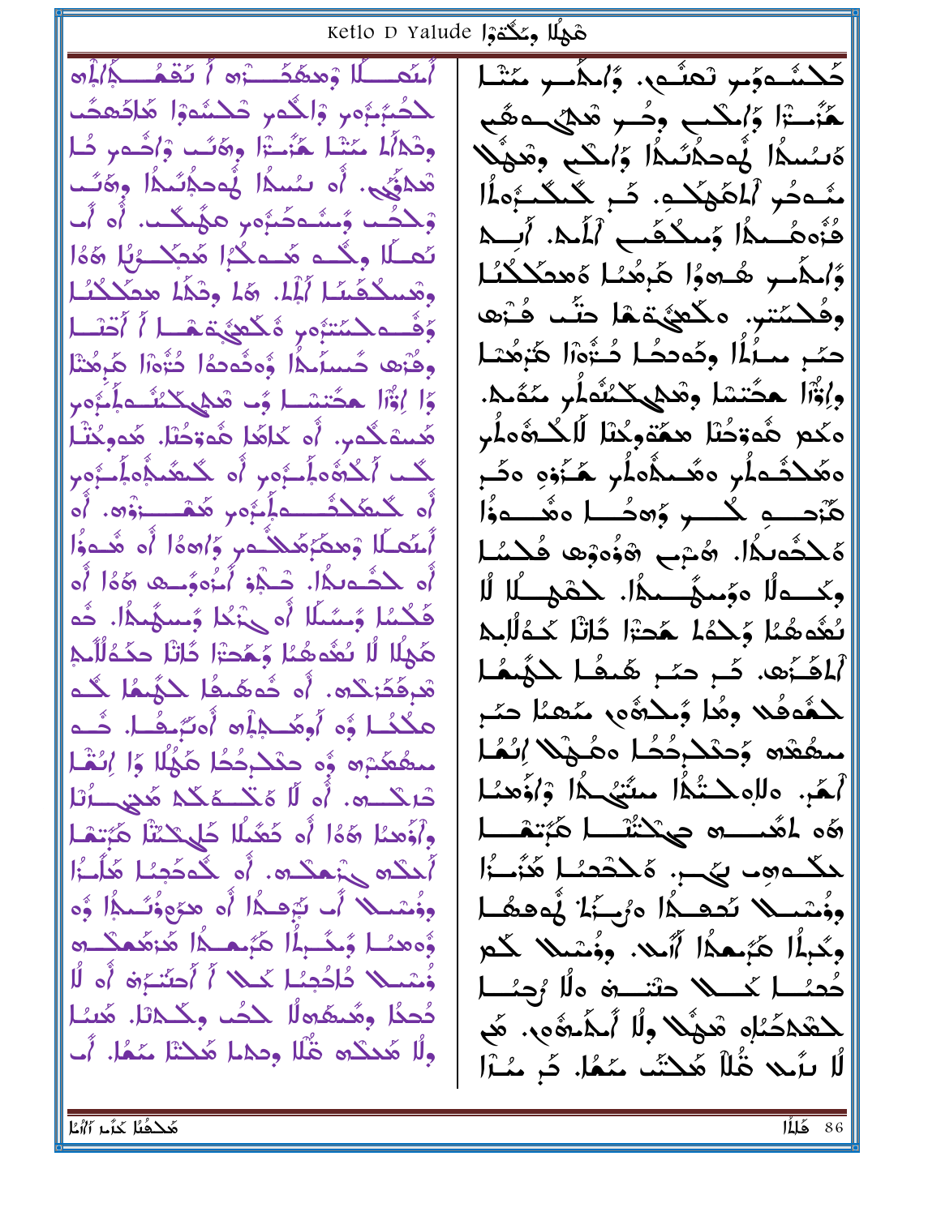ܟܠܫܘܡܝܢ ܬܥܠܘ. ܘܐܝܟܢ ܡܢܬܐ
ܗܢܬܐ ܘܐܝܟܢ ܘܚܢܢ ܥܕܡܐ ܕܡܥܒ
ܘܢܣܒܐ ܠܡܬܚܦܐ ܘܐܝܟܢ ܘܥܠܘܗܝ
ܫܡܥܘܢ ܐܠܥܝܢܝ. ܟܕ ܟܠܡܣܪܝܐ
ܦܘܪܣܐ ܕܡܠܟܐ ܐܠܗܐ. ܐܝܟ
ܘܐܝܟܢ ܥܡܘܕܐ ܕܪܡܝܐ ܘܡܠܟܠܟܐ
ܘܦܠܣܛܝܢ. ܘܟܠܗܘܢ ܗܘܝܘ ܦܪܝܣ
ܚܕ ܡܠܟܐ ܘܟܘܠܗ ܕܝܘܡܐ ܕܪܝܫܐ
ܘܐܦܐ ܚܟܝܡܐ ܘܥܠܡܝܢ ܡܢܐ.
ܘܟܠ ܦܘܪܣܢܐ ܡܫܟܚܢܐ ܠܠܟܘܪܣܝܐ
ܘܡܫܠܛܢܘܬܐ ܘܡܠܟܘܬܐ ܗܢܘܢ ܘܟܕ
ܕܪܫܡ ܟܠ ܘܥܡܐ ܘܡܘܫܐ
ܘܠܫܘܬܐ. ܘܢܒܝ ܡܫܝܚܐ ܦܘܡܐ
ܘܟܠ ܘܢܘܡܣܐ. ܠܗܠܝܢ ܠܐ
ܢܦܩܘܢ ܘܠܟܠ ܥܒܕܐ ܕܐܬܝ ܠܟܠܢܫ
ܐܢܫܐ. ܟܕ ܚܢܢ ܡܢܘܬܐ ܠܥܠܡܐ
ܠܥܘܬܐ ܘܚܝܐ ܘܫܠܡܐ ܡܥܝܢܐ ܚܕ
ܡܥܠܝܐ ܘܡܫܡܫܢܐ ܘܥܠܡܐ ܐܝܟܢܐ
ܐܚܕ. ܘܐܝܬܝܗܘܢ ܡܢܝܢܐ ܘܐܝܟܢܐ
ܗܘ ܐܝܬܘܗܝ ܒܠܒܘܫܐ ܥܢܝܢܐ
ܠܟܠܗܘܢ ܒܝܬ. ܘܡܬܒܥܐ ܗܢܐ
ܘܡܬܝܕܥ ܡܠܟܐ ܘܡܛܠ ܠܡܘܫܐ
ܘܦܘܠܐ ܕܡܠܟܐ ܐܝܟ. ܘܡܬܝܕܥ ܟܠ
ܡܢܐ ܠܟܠ ܚܕ ܘܠܐ ܡܢܝܢܐ
ܠܡܫܡܫܢܘܬܐ ܘܠܐ ܐܝܟܢܘܗܝ. ܗܘ
ܠܐ ܢܒܥ ܟܠܐ ܥܠܝܗ ܡܢܐ. ܟܕ ܡܢܐ

ܐܝܬܝܗܘܢ ܘܡܫܡܫܢܐ ܐ ܢܦܩܘܢ ܠܐܠܗܐ
ܠܟܢܘܫܝܐ ܘܐܝܟܢ ܕܟܠܡܫܡܫܐ ܡܠܟܐ
ܘܕܠܐ ܡܢܬܐ ܗܢܬܐ ܘܗܢܘܢ ܘܐܚܪܝܢ ܕܠܐ
ܡܢܝܢܐ. ܐܘ ܢܣܒܐ ܠܡܬܚܦܐ ܘܗܢܘܢ
ܘܠܟܠ ܘܡܫܡܫܢܝܢ ܡܝܬܝܢ. ܐܘ ܐܝ
ܢܗܘܐ ܘܟܠܗ ܡܫܡܫܐ ܡܚܝܠܘܬܐ ܗܘܐ
ܘܡܣܟܢܐ ܐܝܟܐ. ܗܘ ܘܕܝܢܐ ܡܫܟܚܢܐ
ܘܦܘܠܚܢܝܢ ܘܟܠܗܘܢ ܐ ܐܝܟܢܐ
ܘܦܪܝܣ ܡܫܟܚܢܐ ܘܡܫܡܫܐ ܕܝܘܡܐ ܡܪܝܐ
ܘܐ ܐܚܪܢܐ ܚܣܝܢܐ ܘܒ ܡܠܟܘܬܗܘܢ ܐܝܟܢ
ܡܫܡܫܢܝܢ. ܐܘ ܟܠܡܐ ܡܫܡܫܢܐ. ܡܬܚܝܠܢܐ
ܟܕ ܐܝܟܢܐ ܐܘ ܟܠܡܫܡܫܐ ܐܝܟܢ
ܐܘ ܟܠܡܫܡܫܢܐ ܡܫܟܚܢܐ. ܐܘ
ܐܝܬܝܗܘܢ ܘܡܫܡܫܢܐ ܘܐܝܟܢ ܐܘ ܫܘܪܐ
ܐܘ ܠܟܠܡܫܡܫܢܐ. ܟܕ ܐܝܬܘܗܝ ܗܘ ܐܘ
ܦܠܣܛܝܢ ܘܡܢܝܢܐ ܐܘ ܚܕܢܐ ܘܡܫܡܫܢܐ. ܟܘ
ܡܠܟܐ ܠܐ ܢܦܩܘܢ ܘܡܢܬܐ ܕܐܬܝ ܕܟܠܐܠܗ
ܡܪܡܝܢܘܗܝ. ܐܘ ܟܘܡܫܢܐ ܠܟܠܗܘܢ ܟܠܗ
ܡܠܟܐ ܘܐ ܐܘܡܫܟܚܢܐ ܐܘܡܫܢܐ. ܟܘ
ܡܫܡܫܢܘܗܝ ܘܐ ܒܡܫܡܫܢܐ ܡܠܟܐ ܘܐ ܐܢܫܐ
ܒܡܠܟܘ. ܐܘ ܠܐ ܡܟܠܡܫܡܫ ܡܫܡܫܢܐ
ܘܐܝܟܢܐ ܗܘܐ ܐܘ ܟܡܫܢܐ ܥܠ ܟܠܗܘܢ ܡܫܡܫܢܐ
ܐܝܟܢܘܗܝ ܒܡܫܡܫܘܗܝ. ܐܘ ܟܠܡܫܡܫܢܐ ܡܠܟܐ
ܘܢܦܩܘܢ ܐܝ ܢܦܩܐ ܐܘ ܡܫܡܫܢܐ ܐܘ
ܘܡܫܡܫܢܐ ܘܡܫܡܫܐ ܡܫܡܫܐ ܡܫܡܫܢܘܗܝ
ܢܦܩܘܢ ܕܠܡܫܡܫܢܐ ܟܠܐ ܐ ܐܝܬܘܗܝ ܐܘ ܠܐ
ܚܕܢܐ ܘܡܫܡܫܢܘܬܐ ܠܟܠ ܘܟܠܗܘܢ. ܡܢܝܢܐ
ܘܠܐ ܡܫܡܫܢܘܗܝ ܟܠܐ ܘܗܢܐ ܡܫܡܫܢܐ ܡܢܐ. ܐܝ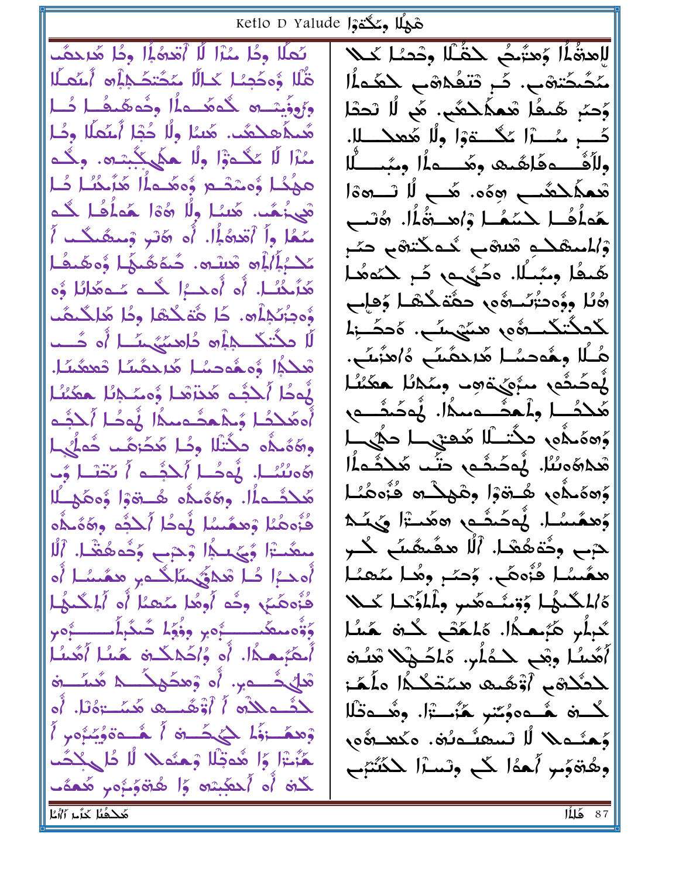ܠܐܡܬܘܬܐ ܘܡܬܢܝܚܐ ܠܚܫܐ ܘܕܡܥܐ ܟܠܗ
ܡܫܡܫܢܘܗܝ. ܟܕ ܬܠܡܝܕܘܗܝ ܠܟܗܢܐ
ܘܚܢܢ ܗܘܐ ܡܫܡܠܝܐ. ܥܡ ܠܐ ܬܚܙܐ
ܟܕ ܡܣܪܐ ܡܟܣܬܐ ܘܠܐ ܡܬܒܥܝܢ.
ܘܠܐܦܘܩܐ ܘܫܘܠܡܐ ܘܡܢܝܢܐ
ܡܫܡܠܝܢ ܗܘܘ. ܥܡ ܠܐ ܬܗܘܐ
ܫܘܠܡܐ ܠܟܗܢܐ ܘܐܪܚܘܬܐ. ܗܢܘܢ
ܘܐܬܡܠܟܘ ܡܛܠ ܟܘܠܗܝܢ ܚܢܢ
ܗܘܐ ܘܡܢܝܢܐ. ܘܟܕ ܗܘܘ ܠܟܗܢܐ
ܗܢܘܢ ܘܡܬܒܪܝܢ ܒܦܘܠܚܢܐ ܘܩܝܡ
ܠܡܠܟܘܬܗܘܢ ܡܫܝܚܝܐ. ܘܒܟܢܫܐ
ܗܠܝܢ ܘܫܘܠܡܐ ܡܢܗܪܝܢ ܘܐܪܚܝܢ.
ܗܟܢܐ ܡܬܦܪܫܝܢ ܘܡܠܐܟܐ ܡܢܗܪܐ
ܡܢܗܪܐ ܘܠܡܫܡܫܢܐ. ܗܟܢܐ
ܘܡܫܡܠܝܢ ܡܟܬܒܐ ܡܫܒܚܝܢ ܠܗܘܢ
ܡܫܡܫܢܐ. ܗܟܢܐ ܕܢܐ ܡܫܡܠܝܢܐ
ܘܡܫܡܠܝܢ ܗܘܝܢ ܘܡܫܒܚܝܢ ܦܪܘܩܐ
ܘܡܫܡܫܢܐ. ܗܟܢܐ ܗܘܝܢ ܘܫܡܫܐ
ܚܙܝ ܘܡܬܒܪܝܢ. ܐܠܐ ܡܫܡܠܝܢ ܟܠ
ܡܫܡܫܐ ܦܪܘܩܐ. ܘܚܢܢ ܘܗܘܐ ܡܢܗܪܐ
ܘܐܬܟܢܫܘ ܘܡܫܡܠܝܢ ܘܐܬܝܠܕ ܟܠܗ
ܟܕ ܡܫܡܠܝܢ. ܘܐܬܚܙܝ ܠܗ ܚܙܝܐ
ܐܚܪܝܐ ܘܐܝܟ ܠܒܢܝܢ. ܘܐܬܚܙܝ ܗܢܘܢ
ܠܒܢܝܢ ܐܝܬܝܗܘܢ ܡܫܡܫܢܐ ܘܐܬܟܢ
ܠܗ ܗܘܝܘܢ ܗܕܝܐ. ܘܗܘܝܢ
ܘܡܫܡܠ ܠܐ ܬܫܬܥܐ. ܘܟܬܒܘܗܝ
ܘܡܫܡܠܝܢ ܐܝܟܐ ܠܟ ܘܬܪܬܝܢ ܠܟܗܢܐ

ܢܚܙܐ ܘܟܠ ܡܢܐ ܠܐ ܐܬܚܙܝ ܘܟܠ ܡܫܡܫܢܐ
ܥܠܝܐ ܘܡܫܡܠܐ ܟܠܗ ܡܬܒܪܝܢ ܐܢܫܐ
ܘܐܬܦܪܫܘ ܠܟܗܢܐ ܘܡܫܡܠܝܢ ܟܠ
ܡܫܡܠܝܢ. ܗܢܘܢ ܘܠܐ ܚܙܝܢ ܐܢܫܐ ܘܟܠ
ܡܢܐ ܠܐ ܢܟܣܬܘܢ ܘܠܐ ܡܫܡܫܝܢ. ܘܟܠܗ
ܗܘܝܘ ܘܡܬܒܪܝܢ ܘܡܫܡܠܝܢ ܡܫܡܫܢܐ ܟܠ
ܗܝܢܘܢ. ܗܢܘܢ ܘܠܐ ܗܘܐ ܗܢܘܢܐ ܟܠܗ
ܡܫܡܠ ܘܐ ܐܬܚܙܝ. ܐܘ ܗܘܝ ܘܡܫܡܫܢ ܐ
ܠܟܠܐܝܬܗ ܡܫܡܫ. ܡܫܡܠܝܐ ܘܡܫܡܠܐ
ܡܫܡܠܐ. ܐܘ ܐܘܚܢܐ ܠܟܗ ܚܘܡܠܐ ܘܗ
ܘܡܬܒܪܝܬܗ. ܟܠ ܡܫܡܫܢܐ ܘܟܠ ܡܫܡܫܢܐ
ܠܐ ܡܫܡܫܢܝܬܗ ܟܘܡܫܢܝܐ ܐܘ ܟܕ
ܡܫܡܠܐ ܘܡܫܡܠܝܢ ܡܫܡܫܢܐ ܡܫܡܫܢܐ.
ܗܘܐ ܐܢܬܘܢ ܡܫܡܫܢܐ ܘܡܫܡܠܐ ܡܫܡܫܢܐ
ܐܘܡܫܡܠܐ ܘܡܫܡܫܢܐ ܗܘܐ ܐܢܬܘܢ
ܘܗܘܝܘ ܡܟܬܒܐ ܘܟܠ ܡܫܡܫܢ ܡܫܡܫܢܐ
ܗܘܝܘܬܐ. ܗܘܐ ܐܢܬܘܢ ܐ ܢܟܬܒܐ ܘܟ
ܡܫܡܫܢܐ. ܘܗܘܝܘ ܗܘܝܘ ܘܡܫܡܫܢܐ
ܦܪܘܩܐ ܘܡܫܡܫܢ ܗܘܐ ܐܢܬܘܢ ܘܗܘܝܘ
ܡܫܡܫܐ ܘܚܙܝܢ ܘܚܙܝ ܘܡܫܡܫܢܐ. ܐܠܐ
ܐܘܚܢܐ ܟܠ ܡܫܡܫܢܝܐ ܡܫܡܫܢܐ ܐܘ
ܦܪܘܩܐ ܘܗܘ ܐܘܚܢܐ ܡܫܡܫܢܐ ܐܘ ܐܬܟܢܫܘ
ܘܡܫܡܫܢܐ ܘܐܝܟ ܡܫܡܫܢܐ
ܐܡܫܡܫܢܐ. ܐܘ ܘܐܬܟܢܫܘ ܗܢܘܢ ܐܘܚܢܐ
ܡܫܡܫܢܐ. ܐܘ ܘܡܫܡܫܢܐ ܡܫܡܫܢܐ
ܠܟܠܗܘܢ ܐ ܐܬܚܙܝ ܡܫܡܫܢܘܬܐ. ܐܘ
ܘܡܫܡܫܢܐ ܠܟܗܢܐ ܐ ܗܘܝܘܬܐ ܐ
ܡܫܡܫܢܐ ܘܐ ܡܫܡܫܢܐ ܘܡܫܡܠ ܠܐ ܟܠ ܡܫܡܫܢܐ
ܠܟܗ ܐܘ ܐܚܪܝܢܐ ܘܐ ܗܘܝܘܬܐ ܡܫܡܫܢ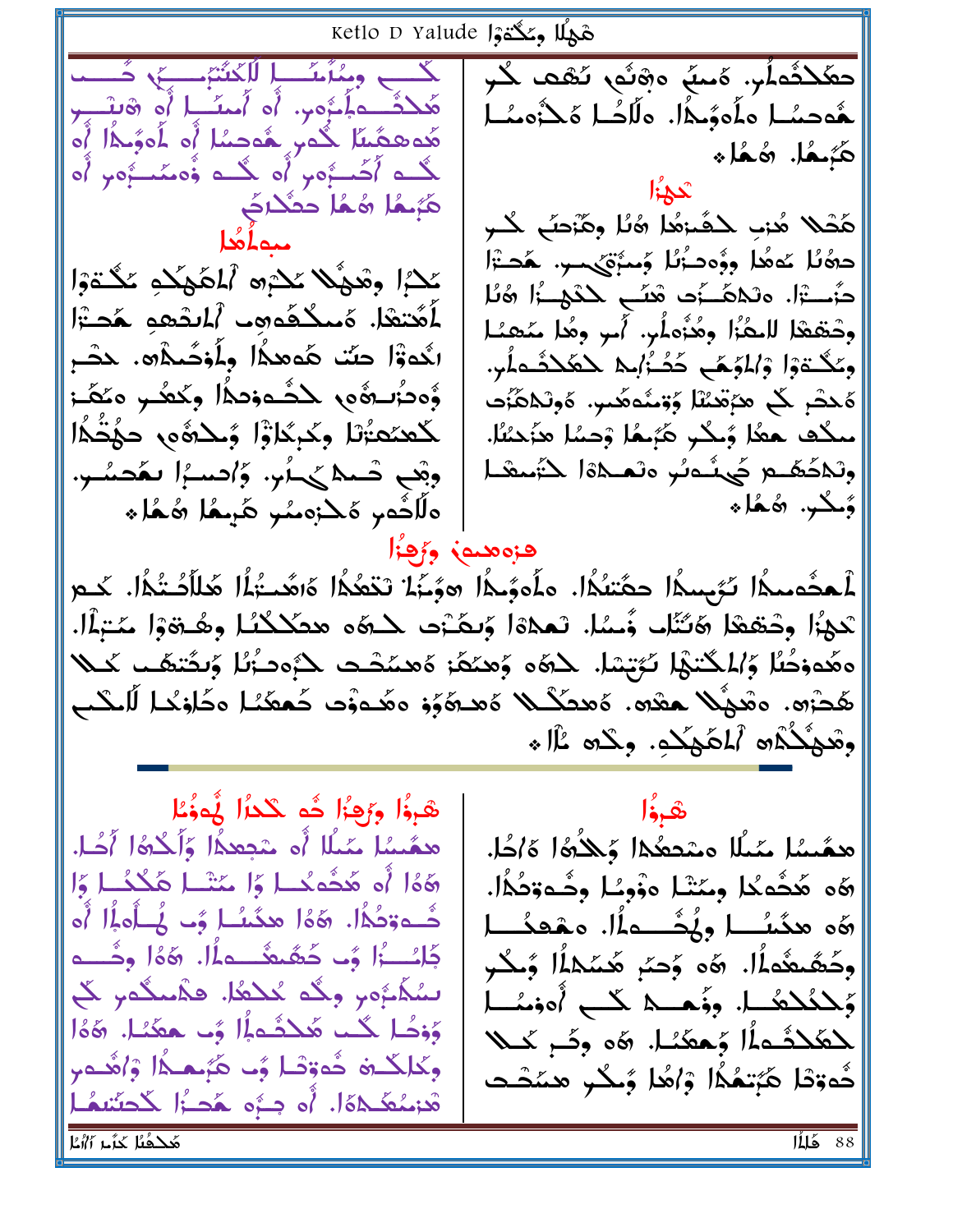ܚܣܠܟܬܗܘܢ. ܘܡܢܟ ܘܒܟܠ ܢܫܡܐ ܟܠܗ
ܫܘܒܚܐ ܘܐܝܩܪܐ. ܘܠܐܒܐ ܘܠܒܪܐ
ܘܠܪܘܚܐ ܩܕܝܫܐ.

## ܬܘܕܝܬܐ

ܩܕܡ ܡܢ ܟܠܡܕܡ ܗܘ ܘܩܕܡ ܟܠ
ܕܗܘܐ ܥܡܗ ܘܡܬܝܕܥ ܒܗ. ܚܕܐ
ܕܝܬܐ. ܘܬܠܬܐ ܩܢܘ̈ܡܐ ܒܟܝܢܐ ܚܕ
ܘܫܘܝܢ ܠܗܘܢ ܘܡܫܘܚܬܐ. ܐܝܟ ܕܗܘ ܡܫܝܚܐ
ܘܡܟܬܒܢܘܬܐ ܕܝܠܟ ܫܪܪܐ ܠܟܠܟܘܢ.
ܘܡܢ ܟܠ ܡܪܘܢ ܘܬܘܕܝܬܐ. ܘܬܠܬܐ
ܩܢܘ̈ܡܐ ܚܕܐ ܘܡܛܠ ܩܘܫܬܐ ܘܐܝܬܘܬܐ.
ܘܬܠܬܐ ܕܝܠܗ ܘܚܝܠܗ ܒܒܝܬܐ ܕܫܡܝܐ
ܘܢܦܫܐ. ܫܘܒܚܐ.

ܟܠ ܘܡܫܬܡܫܢܐ ܠܟܢܘܫܝܐ ܩܕܡ
ܡܠܟܘܬܗܘܢ. ܐܘ ܐܝܟ ܐܘ ܫܘܝܐ
ܕܗܘܝܐ ܟܠܗ ܫܘܒܚܐ ܐܘ ܐܝܩܪܐ ܐܘ
ܟܠ ܐܝܟ ܐܘ ܟܠ ܫܘܒܚܐ ܐܘ
ܩܕܡ ܫܘܒܚܐ ܒܟܠܗ.

## ܡܘܕܝܢܐ

ܟܠܐ ܘܫܘܒܚܐ ܟܠܗ ܐܠܗܘܬܐ ܟܠܬܐ
ܐܠܗܘܬܐ. ܘܡܫܒܚܢܢ ܐܠܗܘܬܗ ܚܕܐ
ܐܝܟܐ ܕܐܝܬ ܩܘܡܐ ܘܐܝܬܘܬܗ. ܚܕܐ
ܘܡܢܗ ܠܟܠܗܘܢ ܘܟܠܗܘܢ ܘܡܢܗ
ܠܟܠܗܘܢ ܘܒܟܠܐ ܘܟܠܗ ܟܠܗܘܢ
ܘܡܢ ܟܠ ܡܪܢ. ܘܐܝܟ ܠܡܫܝܚܐ.
ܘܠܐܒܘܟ ܘܡܫܒܚܢܐ ܡܪܝܐ ܫܘܒܚܐ.

## ܦܘܪܣܐ ܘܪܘܚܐ

ܐܠܗܘܬܐ ܩܕܝܫܬܐ ܕܡܬܝܕܥܐ. ܘܐܝܬܘܬܐ ܗܘ ܟܠ ܫܘܒܚܐ ܘܐܝܬܘܬܐ ܫܠܝܚܬܐ. ܟܠ
ܬܘܕܝܬܐ ܘܕܝܬܗ ܗܝܟܠ ܫܠܡܐ. ܬܠܬܐ ܩܢܘ̈ܡܐ ܒܗܘ ܡܫܒܚܢܐ ܘܫܘܒܚܐ ܡܪܢܐ.
ܘܡܫܒܚܢܐ ܘܐܠܗܘܬܐ ܩܕܝܫܬܐ. ܒܗܘ ܘܡܢܗ ܘܡܫܡܫ ܠܡܫܝܚܐ ܘܡܫܒܚ ܟܠܐ
ܡܪܢ. ܘܫܘܒܚܐ ܚܕܐ. ܘܡܫܒܚܐ ܘܡܢܗ ܘܡܫܒܚ ܟܠܟܘܢ ܘܐܝܬܘܬܐ ܠܟܠܗ
ܘܫܘܒܚܗ ܐܠܗܘܬܐ. ܘܟܠܗ ܐܠܐ.

## ܦܘܪܣܐ

ܡܫܡܫܢܐ ܡܫܠܐ ܘܡܫܡܫܢܐ ܘܟܠܗܘܢ ܘܐܚܐ.
ܗܘ ܡܫܡܫܐ ܘܡܫܠܐ ܘܡܫܠܐ ܘܫܘܒܚܐ.
ܗܘ ܡܫܡܫܢܐ ܘܐܝܬܘܬܐ. ܘܡܫܡܫܢܐ
ܘܫܘܒܚܬܐ. ܗܘ ܘܚܒܝܒ ܡܫܡܫܢܐ ܘܟܠܗ
ܘܟܠܟܠܗܐ. ܘܡܢܗ ܟܠ ܐܝܩܪܐ
ܠܡܫܒܚܢܐ ܘܡܫܡܫܢܐ. ܗܘ ܘܡܢ ܟܠܐ
ܫܘܒܚܐ ܩܕܝܫܬܐ ܘܐܝܟ ܘܟܠܗ ܡܫܒܚܢܐ

## ܦܘܪܣܐ ܘܪܘܚܐ ܗܘ ܟܠܐ ܐܝܬܘܬܐ

ܡܫܡܫܢܐ ܡܫܠܐ ܐܘ ܡܫܡܫܢܐ ܘܐܝܟܢܐ ܐܚܐ.
ܗܘܐ ܐܘ ܡܫܡܫܢܐ ܐܘ ܡܫܠܐ ܡܫܒܚܢܐ ܐܘ
ܫܘܒܚܬܐ. ܗܘܐ ܡܫܡܫܢܐ ܒܗ ܐܝܩܪܐ ܐܘ
ܟܠܐ ܒܗ ܫܘܒܚܬܐ. ܗܘܐ ܘܫܘܒܚܐ
ܡܫܒܚܢܐ ܘܟܠܗ ܡܫܒܚܢܐ. ܘܡܫܡܫܢܐ ܟܠ
ܘܟܠܗ ܟܠ ܡܫܒܚܢܐ ܒܗ ܡܫܡܫܢܐ. ܗܘܐ
ܘܟܠܟܠܗ ܫܘܒܚܐ ܒܗ ܩܕܝܫܬܐ ܘܐܝܩܪܐ
ܡܫܡܫܢܘܬܐ. ܐܘ ܒܗ ܚܕܐ ܠܡܫܒܚܢܐ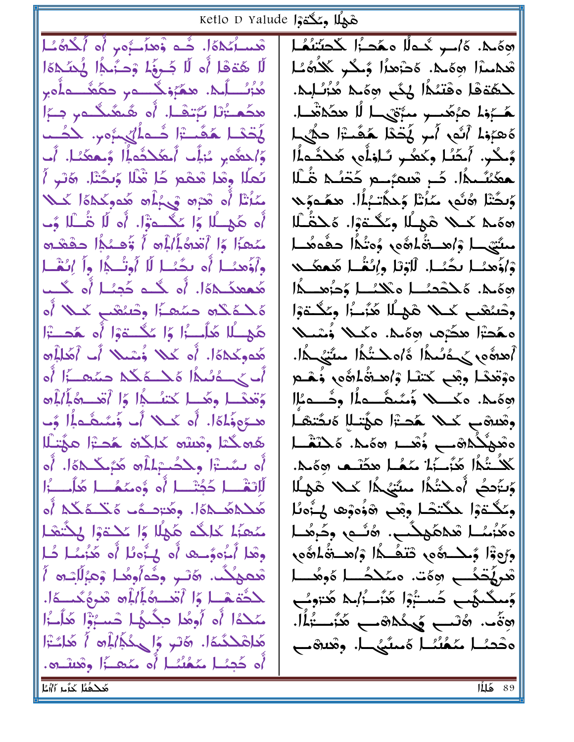ܗܳܘܶܐ. ܐܳܦܶܢ ܟܽܠ ܡܶܕܶܡ ܠܟܝܳܢܳܝܳܐ
ܬܫܡܶܫܬܳܐ ܗܳܘܶܐ. ܘܕܶܝܢܳܐ ܝܰܕܺܝܥܳܐ ܠܟܽܠܗܽܘܢ
ܠܗܰܘܢܶܐ ܘܡܶܢܝܳܢܳܐ ܕܠܳܐ ܗܳܘܶܐ ܡܫܰܠܡܳܢܳܐ.
ܡܶܛܽܠ ܕܰܐܢܳܫܳܐ ܡܣܰܟܠܳܐ ܠܳܐ ܡܨܶܐ ܕܰܢܗܰܘܢܶܐ.
ܘܰܐܦܠܳܐ ܐܶܢܽܘܢ ܐܰܝܟ ܕܰܒܢܰܝ ܢܳܫܳܐ ܐܳܢܽܘܢ
ܡܶܛܽܠ. ܐܶܠܳܐ ܕܠܳܐ ܝܳܕܥܺܝܢ ܢܳܡܽܘܣܳܐ ܘܡܰܬܠܳܐ
ܡܰܚܫܰܒܬܳܐ. ܕܺܝܢ ܡܫܰܡܠܝܳܐ ܒܝܰܕ ܚܰܝܠܳܐ
ܡܫܺܝܚܳܐ ܗܽܘܝܽܘ ܢܳܡܽܘܣܳܐ ܕܰܡܫܺܝܚܳܝܽܘܬܳܐ. ܘܡܶܬܬܰܣܰܚ
ܗܳܘܶܐ ܟܽܠ ܫܽܘܬܳܦܳܐ ܘܡܰܟܬܰܒܬܳܐ. ܘܰܠܡܶܬܥܰܠ
ܡܫܺܝܚܳܐ ܕܰܐܝܟ ܡܳܪܰܢ ܐܰܠܳܗܳܐ ܘܫܰܠܺܝܛܳܐ ܒܟܽܠ
ܕܰܐܚܺܝܕ ܒܰܪ ܐܰܠܳܗܳܐ. ܠܰܢ ܘܰܐܦ ܠܶܗ ܡܫܰܡܫܺܝܢ
ܗܳܘܶܐ. ܘܰܠܡܶܬܕܰܒܳܪܽܘ ܘܠܰܝܬܺܝܡܳܐ ܘܰܐܪܡܠܬܳܐ
ܘܢܶܥܒܕܽܘܢ ܟܽܠ ܫܽܘܬܳܦܳܐ ܘܡܰܟܬܰܒܬܳܐ
ܘܡܰܬܒܪܳܢܽܘܬܳܐ ܗܳܘܶܐ. ܘܡܶܛܽܠ ܕܰܐܢܳܫܳܐ
ܐܰܝܟ ܡܫܰܡܫܳܢܳܐ ܘܰܐܠܳܗܳܝܳܐ ܡܫܺܝܚܳܝܳܐ.
ܘܡܶܬܒܰܥܝܳܐ ܠܟܽܠ ܘܰܐܝܟ ܕܰܐܪܡܠܳܐ ܕܰܐܝܟ
ܗܳܘܶܐ. ܘܰܠܡܶܬܬܰܣܪܳܐ ܐܰܦܠܳܐ ܘܕܰܐܝܟ
ܘܡܫܰܡܫܺܝܢ ܟܽܠ ܡܰܠܦܳܢܳܐ ܕܡܫܺܝܚܳܐ ܘܡܰܢܗܪܳܢܳܐ
ܘܡܶܬܒܰܥܝܳܢܽܘܬܳܐ ܐܰܝܟ ܗܳܘܶܐ. ܘܰܠܡܶܬܰܠܡܳܢܳܐ
ܠܡܶܬܺܝܠ ܫܽܘܬܳܦܳܐ ܐܰܝܟ ܡܫܰܡܫܳܢܳܐ ܗܳܘܶܐ.
ܘܰܡܫܰܪܪ ܐܰܠܗܳܐ ܡܫܺܝܚܳܐ ܟܽܠ ܫܽܘܬܳܦܳܐ
ܘܡܰܟܬܰܒܬܳܐ ܠܡܶܬܒܰܥܝܳܐ ܘܰܐܦ ܡܶܕܶܡ ܠܰܐܢܳܫܳܐ
ܘܡܰܚܫܰܒܬܳܐ ܬܫܡܶܫܬܳܐ. ܘܰܐܦ ܕܰܫܪܳܪܳܐ
ܘܰܢܗܰܘܶܐ ܘܡܶܬܝܰܠܕܽܘܬܗܽܘܢ ܕܶܝܢܳܐ ܘܰܐܦ ܡܶܛܽܠ
ܬܫܡܶܫܬܳܐ ܗܳܘܶܐ. ܘܡܶܬܚܰܫܒܳܐ ܘܰܐܝܟ ܘܗܳܕܶܐ
ܘܡܶܬܚܰܫܒܳܢܽܘܬܳܐ ܕܰܫܪܳܪܳܐ ܡܶܬܬܰܣܪܳܐ ܡܶܬܰܠܡܳܢܳܐ
ܗܳܘܶܐ. ܘܰܐܦ ܘܡܶܬܚܰܫܒܳܢܽܘܬܳܐ ܡܶܬܬܰܣܪܳܐ.
ܘܕܰܟܝܳܐ ܡܫܺܝܚܳܐ ܘܡܫܰܡܫܳܢܳܐ. ܘܬܰܫܡܶܫܬܳܐ

ܬܫܡܶܫܬܳܐ. ܐܰܝܟ ܬܰܫܡܶܫܬܳܐ ܐܰܘ ܐܰܟܚܕܳܐ
ܠܳܐ ܡܶܬܬܰܣܪܳܐ ܐܰܘ ܠܳܐ ܕܶܢܗܰܘܶܐ ܘܰܕܢܶܥܒܕܽܘܢ ܠܡܶܬܰܠܡܳܢܳܐ
ܡܰܚܫܰܒܬܳܐ. ܘܡܶܬܒܰܥܝܳܢܽܘܬܳܐ ܕܰܡܫܰܡܫܳܢܳܐ
ܘܡܶܬܝܰܠܕܳܢܳܐ ܕܢܶܬܩܰܛܠܽܘܢ. ܐܰܘ ܡܫܰܡܫܳܢܽܘܬܗܽܘܢ ܕܶܝܢ
ܠܰܐܢܳܫܳܐ ܡܫܺܝܚܳܐ ܕܡܶܬܰܠܡܳܢܽܘܬܗܽܘܢ. ܠܟܽܠ
ܘܰܐܠܳܗܽܘܬܗܽܘܢ ܢܶܗܘܽܘܢ ܐܰܟܚܕܳܐ ܘܡܫܺܝܚܳܐ. ܐܰܦ
ܬܗܰܘܶܐ ܘܰܡܫܰܡܠܝܳܐ ܡܶܕܶܡ ܕܰܐܝܟ ܘܰܐܝܟ ܐ
ܡܶܬܚܰܫܒܳܐ ܐܰܘ ܫܽܘܬܳܦܳܐ ܡܶܬܰܠܡܳܢܽܘܬܗܽܘܢ ܠܟܽܠ
ܐܰܘ ܡܫܺܝܚܳܐ ܠܳܐ ܘܬܰܫܡܶܫܬܳܐ ܘܠܳܐ ܐܰܝܟ ܫܽܘܬܳܦܳܐ
ܘܡܶܬܬܰܣܪܳܐ ܐܰܘ ܕܰܡܫܺܝܚܳܐ ܠܳܐ ܐܽܘܪܚܳܐ ܘܰܐ ܐܶܢܽܘܢ
ܡܫܰܡܫܳܢܽܘܬܗܽܘܢ. ܐܰܘ ܟܽܠ ܐܰܝܟ ܕܶܝܢ ܐܰܘ
ܡܰܚܫܰܒܬܳܐ ܡܫܰܡܫܳܢܳܐ ܡܶܬܚܰܫܒܳܐ ܟܽܠ ܐܰܘ
ܡܫܺܝܚܳܐ ܡܶܬܰܠܡܳܢܳܐ ܠܳܐ ܐܰܘ ܡܶܬܬܰܣܪܳܐ ܐܰܘ ܡܶܬܰܠܡܳܢܳܐ
ܡܶܬܚܰܫܒܳܢܽܘܬܗܽܘܢ. ܐܰܘ ܟܽܠ ܕܶܝܢ ܐܰܝܟ ܐܰܠܳܗܳܐ
ܐܰܝܟ ܫܽܘܬܳܦܳܐ ܘܡܶܬܚܰܫܒܳܐ ܡܶܬܬܰܣܪܳܐ ܐܰܘ
ܘܡܶܬܰܠܡܳܢܳܐ ܘܡܰܟܬܰܒܬܳܐ ܠܳܐ ܐܰܝܟ ܐܰܠܳܗܽܘܬܗܽܘܢ
ܡܶܬܚܰܫܒܳܢܽܘܬܳܐ. ܐܰܘ ܟܽܠ ܐܰܝܟ ܡܫܰܡܫܳܢܽܘܬܳܐ ܘܰ
ܡܫܰܡܫܳܢܳܐ ܘܡܶܬܒܰܥܝܳܢܳܐ ܡܶܬܬܰܣܪܳܐ ܡܶܬܰܠܡܳܢܳܐ
ܐܰܘ ܫܰܪܝܳܐ ܘܡܶܬܚܰܫܒܳܢܽܘܬܗܽܘܢ ܡܶܬܰܠܡܳܢܽܘܬܗܽܘܢ. ܐܰܘ
ܠܡܶܬܬܰܣܪܳܐ ܡܶܬܚܰܫܒܳܐ ܐܰܘ ܘܡܫܰܡܫܳܢܳܐ ܡܶܬܰܠܡܳܢܳܐ
ܡܶܬܚܰܫܒܳܢܽܘܬܳܐ. ܘܡܶܬܬܰܣܪܳܐ ܘܡܶܬܰܠܡܳܢܳܐ ܐܰܘ
ܡܫܰܡܫܳܢܳܐ ܟܽܠ ܐܰܠܳܗܳܐ ܡܶܬܰܠܡܳܢܳܐ ܐܰܘ ܕܰܡܫܺܝܚܳܐ ܠܡܶܬܚܰܫܒܳܐ
ܘܰܐܦ ܐܶܢܽܘܢ ܐܰܘ ܡܶܬܚܰܫܒܳܢܽܘܬܳܐ ܐܰܘ ܡܶܬܬܰܣܪܳܐ ܐܰܝܟ
ܡܶܬܚܰܫܒܳܢܽܘܬܳܐ. ܗܳܢܳܐ ܘܡܶܬܰܠܡܳܢܳܐ ܘܡܫܰܡܫܳܢܽܘܬܗܽܘܢ ܐ
ܠܡܶܬܬܰܣܪܳܐ ܐܰܘ ܐܰܝܟ ܐܰܠܳܗܽܘܬܗܽܘܢ ܡܶܬܚܰܫܒܳܢܽܘܬܳܐ.
ܡܶܬܰܠܡܳܢܳܐ ܐܰܘ ܐܽܘܪܚܳܐ ܡܫܰܡܫܳܢܳܐ ܡܶܬܬܰܣܪܳܐ ܡܶܬܚܰܫܒܳܐ
ܡܶܬܚܰܫܒܳܢܽܘܬܳܐ. ܗܳܢܳܐ ܐܰܘ ܡܫܰܡܫܳܢܽܘܬܗܽܘܢ ܐ ܡܶܬܰܠܡܳܢܳܐ
ܐܰܘ ܡܫܺܝܚܳܐ ܡܶܬܬܰܣܪܳܐ ܐܰܘ ܡܶܬܚܰܫܒܳܐ ܘܡܶܬܰܠܡܳܢܳܐ.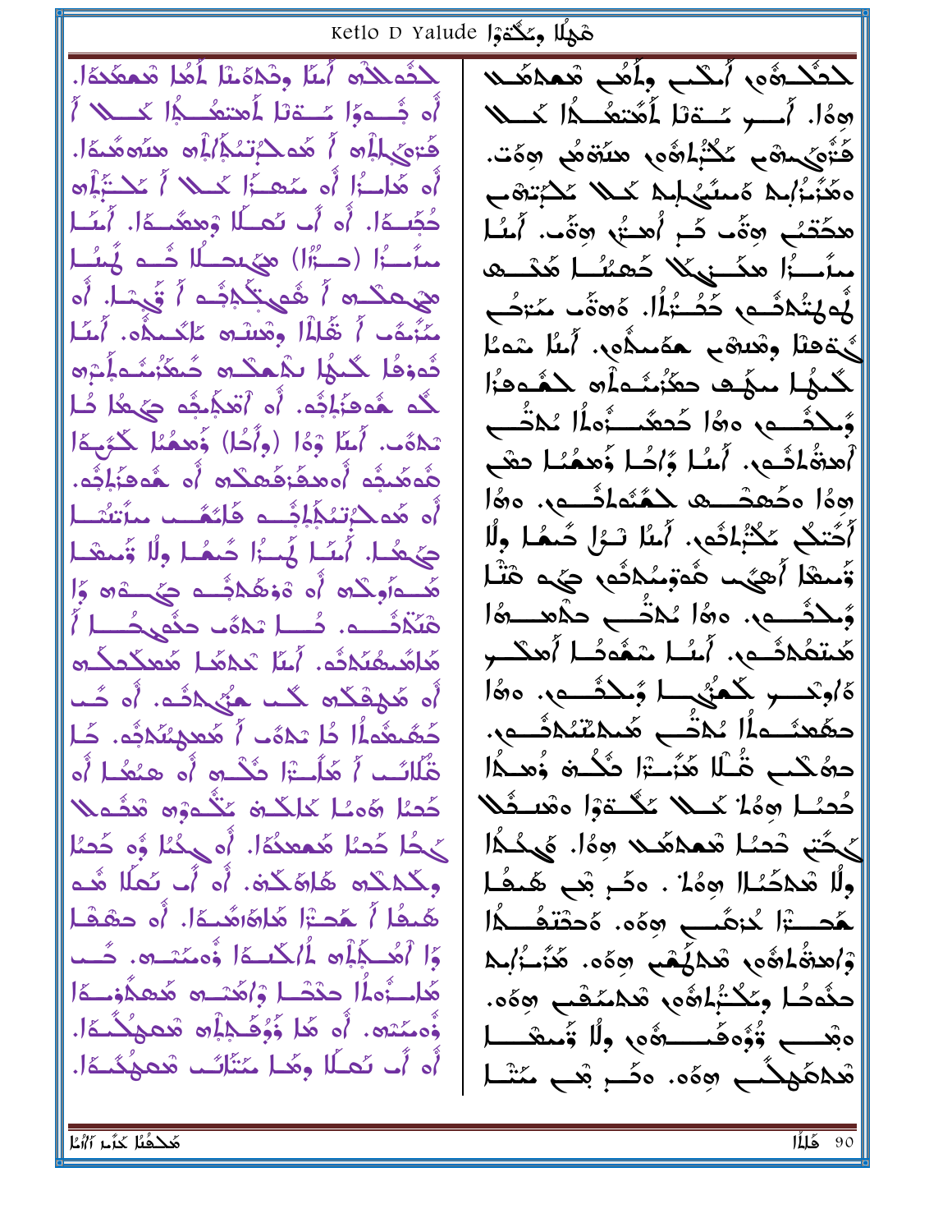ܠܚܬܢܘܗܝ ܐܢܫ ܘܠܐܒܐ ܕܡܥܡܕܐ
ܗܘܐ. ܐܦ ܒܢ̈ܬܐ ܠܐܚ̈ܘܬܐ ܟܠܐ
ܩܪ̈ܝܒܝܗܘܢ ܟܠ̈ܬܗܘܢ ܡܢܗܘܢ ܗܘ̈ܝ.
ܘܡܬܪ̈ܒܝܢ ܘܡܬܝ̈ܩܪܢ ܟܠܐ ܟܠ̈ܬܗܝܢ
ܡܚܬܢܝܢ ܗܘܘ ܟܕ ܐܚ̈ܝܢ ܗܘܘ. ܐܢܫ
ܡܚܬܢ ܗܘܐ ܠܐ ܟܥܢܢܝܬܐ ܡܢܗܘܢ
ܠܗܘܢ ܟܕ ܡܬܩܢܝܢ ܗܘܘ ܡܢܗܘܢ. ܐܢܫ ܡܢܗܘܢ
ܕܚܬܢܘܬܐ ܘܬܘܕܝܬܐ ܡܢ ܚܢܝܢܘܬܗܘܢ. ܐܢܫ ܡܢܗܘܢ
ܠܟܠܗ ܡܢܗܘܢ ܕܚܬܢܘܬܗ ܠܟܬܒܐ
ܘܡܠܟܐ ܗܘܐ ܕܡܥܡܕܐ ܗܘܐ ܥܒܕܝܢ
ܐܚܪ̈ܢܐ. ܐܢܫ ܘܐܚܐ ܘܐܒܐ ܕܟܢ
ܗܘܐ ܘܡܥܡܕܐ ܠܡܥܡܕܢܘܬܗ. ܘܗܘܐ
ܐܝܟܢ ܕܚܬܢܘܬܗ. ܐܢܫ ܒܢܝܐ ܥܡܐ ܘܠܐ
ܬܘܕܝܬܐ ܐܚ̈ܝܢ ܡܥܡܕܢܘܬܗ ܕܝܠܗ ܥܡܐ
ܘܡܠܟܐ. ܘܗܘܐ ܕܚܬܢܘܬܗ ܕܡܥܡܕܐ
ܡܬܩܢܐ. ܐܢܫ ܡܥܡܕܐ ܐܚܪ̈ܢܐ
ܘܐܚܝܢ ܠܚܬܢܘܬܐ ܘܡܠܟܐ. ܘܗܘܐ
ܕܡܥܡܕܢܘܬܐ ܕܚܬܢܘܬܐ ܡܥܡܕܢܘܬܗ.
ܕܡܥܡܕܐ ܦܠܐ ܡܥܡܕܐ ܕܚܬܢܐ ܘܬܘܕܝܬܐ
ܟܕܢܐ ܗܘܐ ܟܠ ܡܚܬܢܐ ܘܡܥܡܕܐ
ܚܬܢܐ ܕܟܢܐ ܕܡܥܡܕܐ ܗܘܐ. ܘܚܬܢܘܬܐ
ܘܠܐ ܕܡܥܡܕܢܐ ܗܘܐ. ܘܟܕ ܒܢܝ ܥܡܐ
ܡܚܬܢ ܒܢ̈ܝܗܘܢ ܗܘܘ. ܘܒܢ̈ܬܗܘܢ
ܘܐܚ̈ܘܬܗܘܢ ܕܡܥܡܕܢܝܢ ܗܘܘ. ܘܡܥܡܕܝܢ
ܒܟܢܐ ܘܡܟܪ̈ܝܬܗܘܢ ܕܡܥܡܕܝܢ ܗܘܘ.
ܘܒܢ̈ܝ ܬܘܕܝܬܗܘܢ ܘܠܐ ܬܘܕܝܬܐ
ܕܡܥܡܕܢܝܢ ܗܘܘ. ܘܟܕ ܒܢܝ ܡܬܢܐ

ܠܚܡܘܬܗ ܐܢܐ ܘܚܡܘܬܗ ܠܐܒܐ ܕܡܥܡܕܐ.
ܐܘ ܒܢܬܗ ܐܘ ܒܢܬܐ ܠܐܚܘܬܐ ܟܠܐ ܐ
ܩܪܝܒܝܗ ܐܘ ܕܡܥܡܕܢܝܬܗܘܢ ܡܢܗܘܢ.
ܐܘ ܡܚܬܢܝܢ ܐܘ ܡܚܬܢܐ ܟܠܐ ܐ ܟܠܬܝܗ
ܕܚܬܢܐ. ܐܘ ܐܢ ܬܚܬܢܐ ܘܡܥܡܕܐ. ܐܢܐ
ܡܢܗܘܢ (ܚܬܢܐ) ܡܥܡܕܢܐ ܕܗ ܟܢܫܐ
ܡܥܡܕܢܗ ܐ ܡܥܡܕܢܬܗ ܐ ܟܠܬܐ. ܐܘ
ܡܬܩܢܐ ܐ ܩܪܝܒܐ ܘܡܢܗ ܡܥܡܕܢܗ. ܐܢܐ
ܬܘܕܝܬܐ ܠܟܢܐ ܠܡܥܡܕܗ ܕܡܥܡܕܢܘܬܗ
ܠܗ ܡܥܡܕܢܬܗ. ܐܘ ܐܚܬܢܬܗ ܕܚܬܢܐ ܟܠܐ
ܬܘܕܝܬܐ. ܐܢܐ ܗܘܐ (ܘܐܚܐ) ܘܡܥܡܕܐ ܠܟܢܫܐ
ܡܥܡܕܗ ܐܘܡܥܡܕܢܘܬܗ ܐܘ ܡܥܡܕܢܬܗ.
ܐܘ ܡܥܡܕܢܘܬܗ ܕܡܥܡܕܐ ܡܥܡܕܢܝܬܐ
ܕܚܬܢܐ. ܐܢܐ ܠܡܥܡܕܐ ܕܡܥܡܕܐ ܘܠܐ ܬܘܕܝܬܐ
ܡܥܡܕܗ ܐܘ ܬܘܕܝܬܗ ܕܚܬܢܐ ܘܐ
ܡܥܡܕܢܗ. ܟܠܐ ܬܘܕܝܬܐ ܕܚܬܢܘܬܐ ܐ
ܡܥܡܕܢܘܬܗ. ܐܢܐ ܬܘܕܝܬܐ ܡܥܡܕܢܘܬܗ
ܐܘ ܡܥܡܕܢܗ ܠܟܢ ܡܥܡܕܢܬܗ. ܐܘ ܟܢ
ܕܡܥܡܕܢܘܬܐ ܕܐ ܬܘܕܝܬܐ ܐ ܡܥܡܕܢܘܬܗ. ܟܠܐ
ܩܠܐܢ ܐ ܡܥܡܕܐ ܕܟܢܗ ܐܘ ܡܥܡܕܐ ܐܘ
ܟܕܢܐ ܗܘܐ ܟܠܐ ܡܥܡܕܢܘܬܗ ܡܥܡܕܐ
ܟܢܐ ܟܕܢܐ ܡܥܡܕܢܐ. ܐܘ ܟܢܐ ܘܗ ܟܕܢܐ
ܘܡܥܡܕܢܗ ܡܥܡܕܢܘܬܗ. ܐܘ ܐܢ ܬܚܬܢܐ ܡܥܡܕܐ
ܡܥܡܕܐ ܐ ܡܥܡܕܢܐ ܡܥܡܕܢܘܬܐ. ܐܘ ܒܥܡܕܐ
ܘܐ ܐܚܬܢܬܗ ܠܐܚܬܢܐ ܘܡܥܡܕܢܗ. ܟܢ
ܡܥܡܕܢܘܬܐ ܒܢܬܐ ܘܐܚܬܢܗ ܡܥܡܕܢܘܬܐ
ܘܡܥܡܕܢܗ. ܐܘ ܡܐ ܘܡܥܡܕܢܗ ܡܥܡܕܢܘܬܐ.
ܐܘ ܐܢ ܬܚܬܢܐ ܘܡܐ ܡܬܢܐ ܡܥܡܕܢܘܬܐ.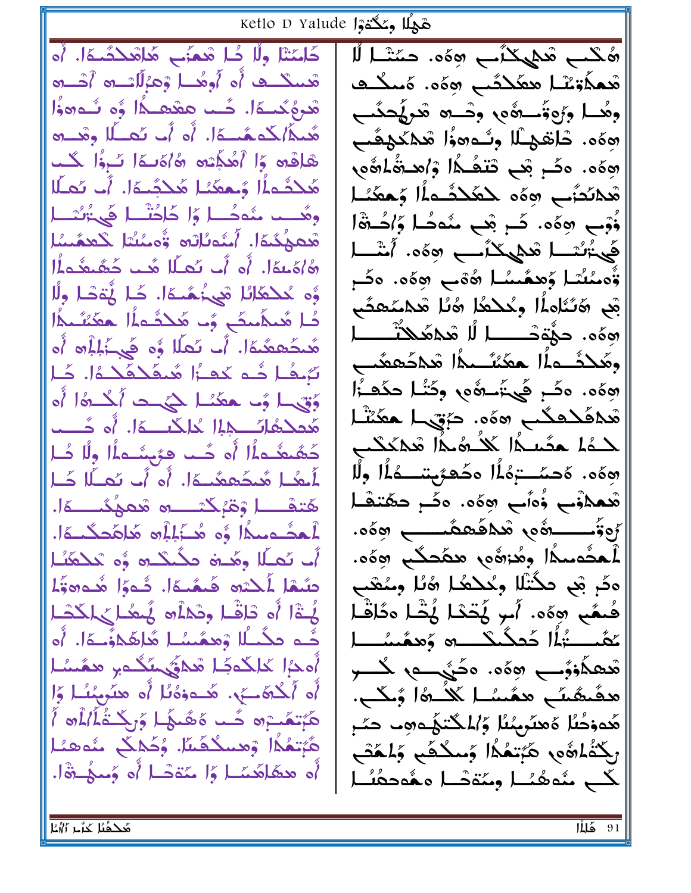ܗܠܝܢ ܡܬܝܠܕܢ ܗܘܘ. ܕܡܫܬܐ ܠܐ
ܡܬܡܓܙܢܐ ܡܬܠܒܟܢ ܗܘܘ. ܘܡܬܠܒ
ܘܡܬܐ ܘܪܘܚܬܗܘܢ ܘܕܡܗ ܡܬܪܗܛܝܢ
ܗܘܘ. ܕܐܝܬܝܗܝܢ ܘܢܗܘܪܐ ܡܬܟܣܝܢ
ܗܘܘ. ܘܟܕ ܗܝ ܕܬܗܘܐ ܘܐܝܬܘܬܗܘܢ
ܡܬܒܢܝܢ ܗܘܘ ܠܡܬܒܠܥܢܘܬܐ ܘܡܫܬܐ
ܙܘܥ ܗܘܘ. ܟܕ ܗܝ ܡܫܚܐ ܘܐܦܝܐ
ܦܝܪܘܢܐ ܡܬܝܠܕܢ ܗܘܘ. ܐܢܫܐ
ܘܡܫܬܐ ܘܡܬܚܫܠܐ ܗܘܝܢ ܗܘܘ. ܘܟܕ
ܗܝ ܗܠܝܢܐ ܘܡܠܟܐ ܗܘܐ ܡܬܡܫܡܫܢ
ܗܘܘ. ܕܠܚܡܕܝܢ ܠܐ ܡܬܡܬܠܐܝܢ
ܘܡܬܚܬܡܝܢ ܠܡܫܬܐ ܡܬܡܦܬܚܢ
ܗܘܘ. ܘܟܕ ܦܝܪܘܢܗܘܢ ܘܟܠܗ ܠܡܬܠܐ
ܡܬܦܠܓܢ ܗܘܘ. ܕܢܦܩܝܢ ܠܡܫܬܐ
ܠܗܘܢ ܡܫܝܚܐ ܠܐܠܗܐ ܡܬܟܠܝܢ
ܗܘܘ. ܘܡܫܬܪܝܢ ܘܡܬܩܪܒܢܐ ܘܠܐ
ܡܬܡܬܠܝܢ ܚܘܝ ܗܘܘ. ܘܟܕ ܡܬܢܩܦܐ
ܪܘܚܬܗܘܢ ܡܬܦܫܦܫܢ ܗܘܘ.
ܠܡܫܬܐ ܘܡܪܥܝܬܗܘܢ ܡܬܦܪܫܝܢ ܗܘܘ.
ܘܟܕ ܗܝ ܡܠܬܐ ܘܡܠܟܐ ܗܘܐ ܘܡܬܚܫܠ
ܦܘܪܫ ܗܘܘ. ܐܝܟ ܠܡܚܡܠ ܠܚܡܐ ܘܡܬܩܒܠ
ܡܫܬܝܐ ܕܡܠܟܐ ܗܘ ܘܡܬܚܫܠܐ
ܡܬܡܓܙܢ ܗܘܘ. ܘܟܕ ܗܘܐ ܠܗܘܢ
ܡܬܦܠܓ ܡܬܚܫܠܐ ܠܐܠܗܐ ܘܡܠܟܐ.
ܡܬܘܡܝܐ ܘܡܬܡܠܝܐ ܘܐܠܟܬܒܬܗܘܢ ܕܟܕ
ܘܠܗܘܢ ܡܬܚܫܠܐ ܘܡܣܟܢܐ ܘܐܠܡܐ
ܠܟܠ ܡܫܚܐ ܘܡܬܬܕܠ ܘܡܬܟܠܝܢܐ

ܕܐܝܬܝܗ ܘܠܐ ܕܝܢ ܡܬܡܢܐ ܡܐܬܡܠܟܢܐ. ܐܘ
ܡܫܬܡܗ ܐܘ ܐܘܪܚܐ ܘܡܬܚܙܝܢܗ ܐܚܪܢ
ܡܬܡܫܟܚܐ. ܟܕ ܡܬܚܫܠܐ ܗܘ ܢܗܘܪܐ
ܡܬܐܠܗܝܬܐ. ܐܘ ܐܦ ܢܦܫܐ ܘܡܬܡܗ
ܗܠܟܘ ܘܐ ܐܡܬܝܢܗ ܗܐܡܝܢܐ ܢܘܪܐ ܟܠ
ܡܬܚܫܠܐ ܘܡܬܢܐ ܡܬܚܫܠܐ. ܐܦ ܢܦܫܐ
ܘܡܢ ܡܬܚܫܠܐ ܘܐ ܕܐܬܚܙܝܐ ܦܝܪܘܢܐ
ܡܬܡܫܡܫܢܐ. ܐܫܬܘܕܝܗ ܬܘܡܢܝܐ ܠܡܬܡܫܢܐ
ܗܐܡܝܢܐ. ܐܘ ܐܦ ܢܦܫܐ ܡܢ ܡܬܚܫܠܐ
ܘܗ ܡܬܚܫܠܐ ܕܦܝܪܘܢܐ. ܟܠ ܡܬܡܫܐ ܘܠܐ
ܟܠ ܡܬܐܡܝܢ ܘܡ ܡܬܚܫܠܐ ܡܬܡܫܢܐ
ܡܬܚܫܠܐ. ܐܦ ܢܦܫܐ ܘܗ ܦܝܪܘܢܗ ܐܘ
ܬܪܥܐ ܟܕ ܟܬܒܐ ܡܬܚܫܠܐ. ܟܠ
ܘܩܪܒܐ ܘܡ ܡܬܢܐ ܠܝܬ ܐܟܘܬܐ ܐܘ
ܡܬܚܫܠܐ ܠܡܬܚܫܠܐ. ܐܘ ܟܕ
ܡܬܚܫܠܐ ܐܘ ܟܕ ܦܘܪܫܢܐ ܘܠܐ ܟܠ
ܠܡܫܬܐ ܡܬܚܫܠܐ. ܐܘ ܐܦ ܢܦܫܐ ܟܠ
ܡܬܚܫܠܐ ܘܡܬܚܫܠܐ ܡܬܡܫܢܐ.
ܠܡܬܚܫܠܐ ܘܗ ܡܬܦܝܪܘܢܗ ܡܐܡܬܚܫܠܐ.
ܐܦ ܢܦܫܐ ܘܡܢܗ ܡܟܠܬܗ ܘܗ ܡܬܚܫܠܐ
ܡܬܚܫܠ ܠܐܬܘܗ ܦܫܡܐ. ܬܘܪܐ ܡܬܚܫܠܐ
ܠܥܠܐ ܐܘ ܕܠܩܠܐ ܘܕܠܐܗ ܠܡܫܐ ܠܡܬܚܫܠܐ
ܟܕ ܡܟܠܐ ܘܡܬܡܫܐ ܡܐܡܬܚܫܠܐ. ܐܘ
ܐܘܪܚܐ ܟܠܡܬܚܫܠܐ ܡܬܚܫܠܢܝܬܐ ܡܬܡܫܐ
ܐܘ ܐܟܚܕܐ. ܡܬܚܫܠܐ ܐܘ ܡܬܚܫܠܐ ܘܐ
ܡܬܚܫܠܗ ܟܕ ܘܡܫܚܐ ܘܪܟܫܠܐܗ ܐ
ܡܬܚܫܠܐ ܘܡܬܚܫܠܐ. ܘܟܕܡܟ ܡܬܚܫܠܐ
ܐܘ ܡܬܚܫܠܐ ܘܐ ܡܬܚܫܠܐ ܐܘ ܘܡܬܚܫܠܐ.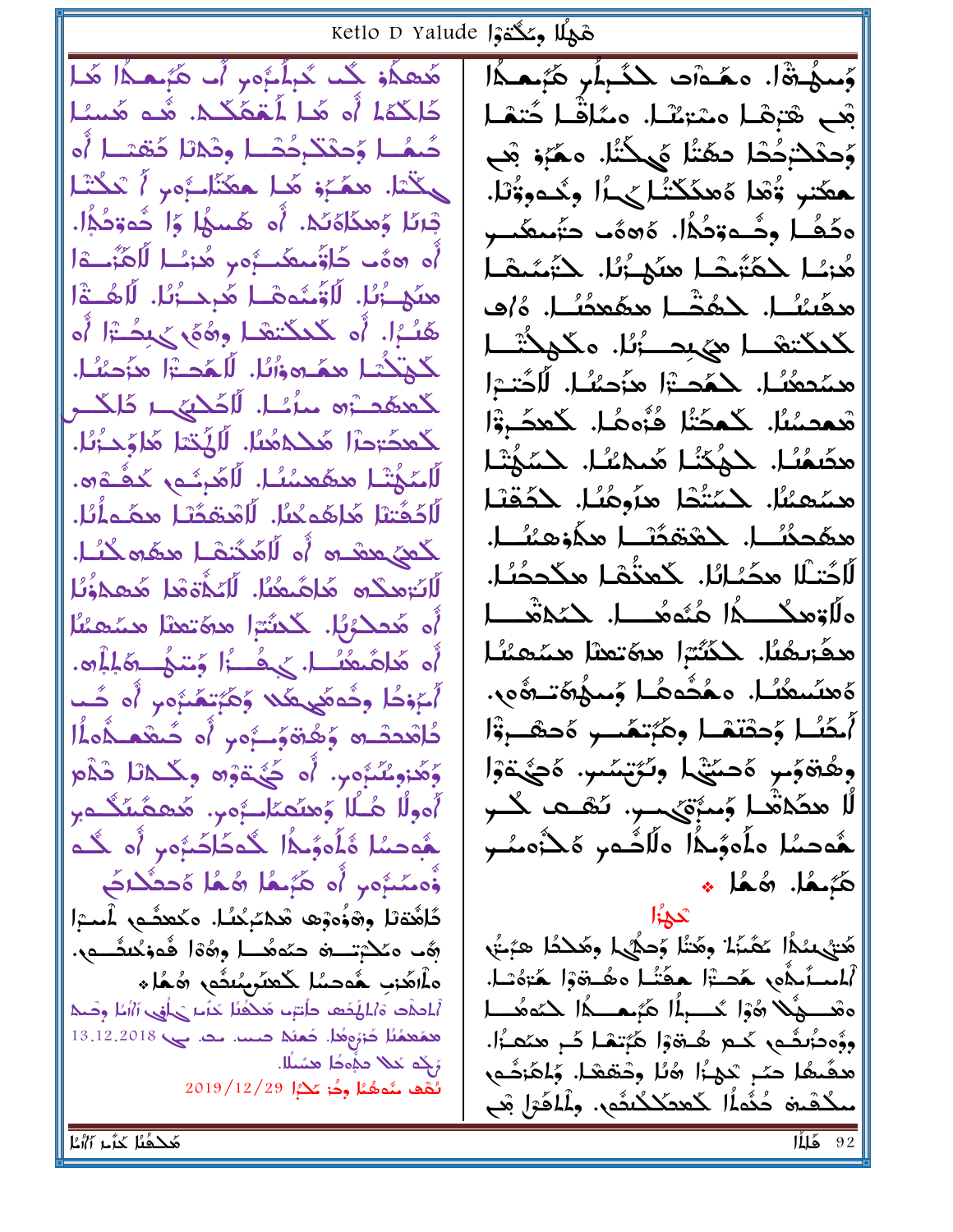ܘܡܣܘܚܬܐ. ܘܡܫܘܐܬ ܠܟܬܒܐ ܩܕܡܝܐ
ܡܢ ܫܪܫܐ ܘܫܪܫܢܐ. ܘܡܣܩܐ ܟܬܒܐ
ܘܕܠܐܬܪܐܝܬ ܠܗܢܐ ܥܠܝܬܐ. ܘܡܢܢ ܒܝܬ
ܡܟܬܒ ܬܘܪܐ ܘܡܟܠܟܠܝܬܐ ܘܟܠܗ ܕܘܟܬܐ.
ܘܟܠܝܐ ܘܫܠܡܘܬܐ. ܘܗܘܝ ܕܬܡܢܝܐ
ܡܢܐ ܠܟܬܒܢܐ ܡܢܝܢܐ. ܕܬܡܢܝܐ
ܡܟܝܢܐ. ܠܟܬܒܐ ܡܟܬܒܢܐ. ܘܐܦ
ܠܟܠܟܬܒܐ ܡܢܝܢܝܐ. ܘܟܠܝܟܝܐ
ܡܡܠܠܢܐ. ܠܡܠܬܐ ܡܬܠܢܝܐ. ܠܟܬܒܐ
ܬܡܠܢܝܐ. ܠܡܠܬܐ ܦܬܓܡܐ. ܠܡܠܒܪܬܐ
ܡܫܡܢܐ. ܠܢܘܟܪܝܐ ܡܫܡܫܢܐ. ܠܫܡܝܐ
ܡܫܡܥܢܐ. ܠܫܡܝܬܐ ܡܪܝܡܢܐ. ܠܥܘܬܪܐ
ܡܫܠܡܢܐ. ܠܫܬܩܝܬܐ ܡܠܝܘܟܢܐ.
ܠܟܬܒܐ ܡܟܝܢܐ. ܠܡܢܬܐ ܡܟܬܒܢܐ.
ܘܠܐܬܘܬܟܬܒܐ ܡܢܝܢܝܐ. ܠܡܠܬܐ
ܡܦܪܫܢܐ. ܠܟܬܒܐ ܡܬܩܢܝܢ ܡܡܠܠܢܐ
ܘܡܣܒܪܢܐ. ܘܡܢܗܘܢ ܕܡܫܘܚܬܐ ܕܝܘܢ.
ܐܟܢܐ ܕܟܬܒܐ ܘܩܪܝܢܐ ܘܟܬܒܐ
ܘܫܬܐܣܝܢ ܘܡܫܘܚܬܐ. ܘܒܝܬܢܝܬܐ
ܠܐ ܡܟܠܐ ܘܡܫܪܝܢܐ. ܢܫܬܟܚ ܟܠ
ܫܘܪܢܐ ܘܠܘܬܐ ܘܠܐܟܝܢ ܘܟܢܘܫܝܐ
ܩܪܝܬܐ. ܗܘܐ ❖

ܬܚܝܬܐ

ܡܬܒܝܢܢܐ ܥܡܢܐ ܘܡܢܐ ܘܡܠܟܐ ܘܡܟܠܬܐ ܗܪܝܢ
ܐܠܦܢܐ̈ܝܬ ܥܡܘܪܐ ܒܟܢܐ ܘܡܫܘܚܬܐ ܗܝܢܬܐ.
ܘܚܘܝܢܐ ܗܘܐ ܟܪܝܐ ܩܪܝܡܐ ܠܫܘܥܐ
ܘܫܘܒܚܐ ܟܬ ܫܘܬܐ ܩܪܝܢܐ ܒܝ ܡܫܘܪܐ.
ܡܫܩܠܐ ܚܢܢ ܬܟܝܪܐ ܗܘܐ ܘܫܠܡܐ. ܘܐܠܦܢܐ
ܡܠܦܢܐ ܚܕܬܐ ܠܡܟܬܒܢܘܬܐ. ܘܐܠܦܢܐ ܒܝܬ

ܡܫܘܚܬܐ ܟܠ ܟܠܝܠܐ ܐܦ ܩܪܝܡܐ ܥܠ
ܟܠܡܠܐ ܐܘ ܥܠ ܐܬܟܬܒܬ. ܡܢ ܡܢܝܢܐ
ܟܬܒܐ ܘܡܬܟܬܒܢܐ ܘܡܠܟܐ ܟܬܒܢܐ ܐܘ
ܟܬܒܐ. ܘܡܫܡܫ ܥܠ ܡܟܬܒܝܢ ܐܦ ܬܟܬܒܐ
ܫܪܫܐ ܘܡܟܠܐܬܐ. ܐܘ ܡܫܘܚܬܐ ܐܘ ܟܘܪܟܐ.
ܐܘ ܗܘܐ ܟܠܐܫܡܫܝܢ ܡܢܝܢܐ ܠܐܬܪܐ
ܡܢܝܢܐ. ܠܐܫܬܘܕܥܐ ܡܬܟܬܒܢܐ. ܠܐܫܬܐ
ܩܢܘܢܐ. ܐܘ ܠܟܬܒܐ ܘܗܘܐ ܕܝܘܬܐ ܐܘ
ܟܬܒܐ ܡܡܠܠܢܐ. ܠܡܠܬܐ ܡܬܠܢܝܐ.
ܠܟܬܒܐ ܡܠܐܟܐ ܟܠܟܠ
ܠܟܬܒܬܐ ܡܟܬܒܢܐ. ܠܐܚܝܐ ܡܠܘܐܢܐ.
ܠܫܪܝܐ ܡܫܡܫܢܐ. ܠܐܬܘܬܐ ܟܬܒܘܬܗ.
ܠܐܟܬܒܐ ܡܠܘܫܢܐ. ܠܐܫܬܟܚܬ ܡܫܡܫܢܐ.
ܠܟܬܒܢܘܬܐ ܐܘ ܠܐܬܟܬܒܐ ܡܫܘܚܬܐ.
ܠܐܬܪܡܠܘ ܡܠܐܫܡܢܐ. ܠܐܬܪܘܬܐ ܡܟܬܒܢܐ
ܐܘ ܡܟܬܒܢܐ. ܠܟܬܒܐ ܡܠܬܢܝܐ ܡܫܡܥܢܐ
ܐܘ ܡܠܐܫܡܢܐ. ܠܫܘܐܐ ܘܬܫܘܚܬܐ ܡܠܝܬܗ.
ܐܬܘܬܐ ܘܟܬܒܘܬܗ ܘܩܪܝܬܗܝܢ ܐܘ ܟܠ
ܕܐܬܟܬܒܗ ܘܫܬܘܐܝܢ ܐܘ ܟܬܒܫܐܠ
ܘܡܫܘܚܬܢ. ܐܘ ܟܬܒܘܗ ܘܟܠܡܠܐ ܕܟܬܒ
ܐܘܠܐ ܚܠܐ ܘܡܫܡܥܢܝܢ. ܡܫܡܫܢܘܬܢ
ܡܫܘܚܐ ܕܐܘܟܠܐ ܠܡܟܬܒܢܝܢ ܐܘ ܟܠܗ
ܘܡܫܢܝܢ ܐܘ ܩܪܝܡܐ ܗܘܐ ܘܡܫܟܢܬܐ

ܟܠܡܠܐ ܘܬܘܕܝܬܐ ܡܫܡܫܢܐ. ܘܡܫܡܫܢ ܠܡܫܪܐ
ܗܘ ܘܡܠܟܬܐ ܕܡܫܘܚܬܐ ܘܗܘܐ ܩܘܪܒܢܗܘܢ.
ܘܐܬܐܡܪ ܡܫܘܚܬܐ ܠܡܫܡܫܢܘܬܗܘܢ ܗܘܐ ❖

ܐܬܟܬܒ ܘܐܫܬܠܡ ܒܐܝܕܝ ܡܟܬܒܢܐ ܟܪܝܐ ܐܝܟ ܐܬܘܪܝܐ ܘܫܢܬ
ܡܫܡܫܢܐ ܕܪܝܫܐ. ܒܝܬ ܢܗܪܝܢ. ܒܝܘܡ 13.12.2018
ܢܚܕܐ ܥܠ ܟܬܒܐ ܡܫܬܐ.
ܢܦܩ ܡܫܘܚܬܐ ܘܩܪ ܟܬܒܐ 2019/12/29